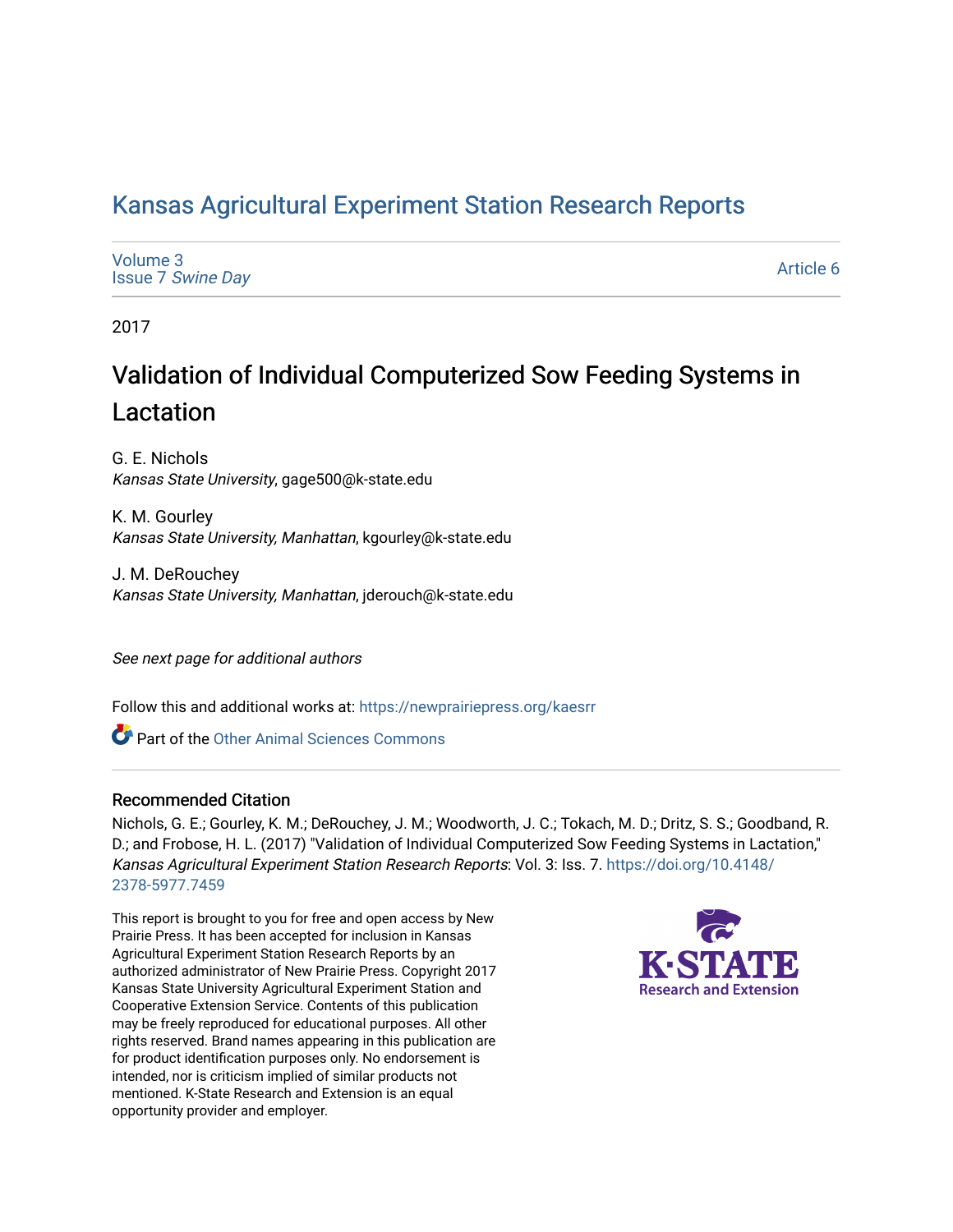# Kansas Agricultural Experiment Station Research Reports

Volume 3
Issue 7 *Swine Day*

Article 6

2017

## Validation of Individual Computerized Sow Feeding Systems in Lactation

G. E. Nichols
*Kansas State University*, gage500@k-state.edu

K. M. Gourley
*Kansas State University, Manhattan*, kgourley@k-state.edu

J. M. DeRouchey
*Kansas State University, Manhattan*, jderouch@k-state.edu

*See next page for additional authors*

Follow this and additional works at: https://newprairiepress.org/kaesrr

Part of the Other Animal Sciences Commons

### Recommended Citation

Nichols, G. E.; Gourley, K. M.; DeRouchey, J. M.; Woodworth, J. C.; Tokach, M. D.; Dritz, S. S.; Goodband, R. D.; and Frobose, H. L. (2017) "Validation of Individual Computerized Sow Feeding Systems in Lactation," *Kansas Agricultural Experiment Station Research Reports*: Vol. 3: Iss. 7. https://doi.org/10.4148/2378-5977.7459

This report is brought to you for free and open access by New Prairie Press. It has been accepted for inclusion in Kansas Agricultural Experiment Station Research Reports by an authorized administrator of New Prairie Press. Copyright 2017 Kansas State University Agricultural Experiment Station and Cooperative Extension Service. Contents of this publication may be freely reproduced for educational purposes. All other rights reserved. Brand names appearing in this publication are for product identification purposes only. No endorsement is intended, nor is criticism implied of similar products not mentioned. K-State Research and Extension is an equal opportunity provider and employer.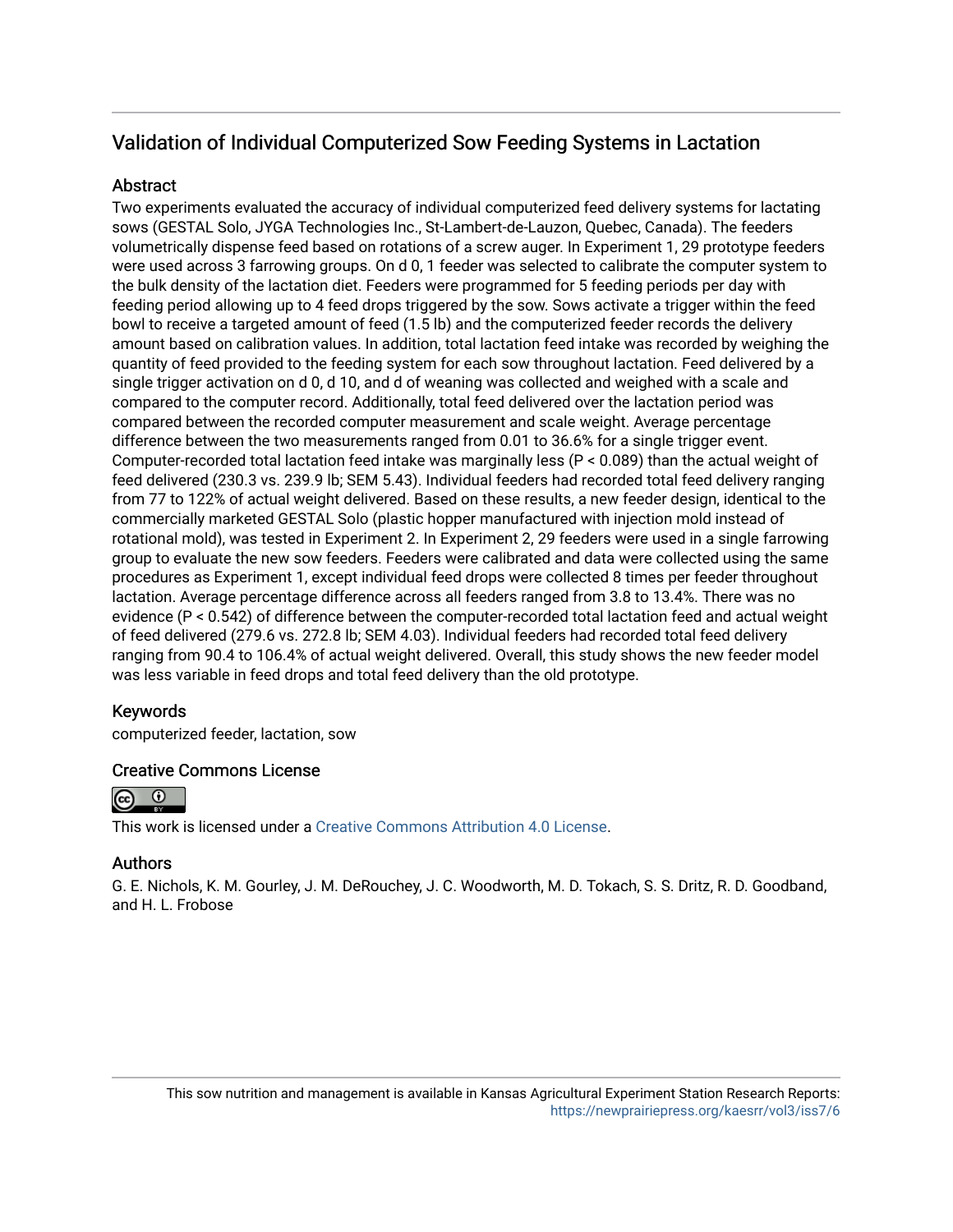# Validation of Individual Computerized Sow Feeding Systems in Lactation

## Abstract

Two experiments evaluated the accuracy of individual computerized feed delivery systems for lactating sows (GESTAL Solo, JYGA Technologies Inc., St-Lambert-de-Lauzon, Quebec, Canada). The feeders volumetrically dispense feed based on rotations of a screw auger. In Experiment 1, 29 prototype feeders were used across 3 farrowing groups. On d 0, 1 feeder was selected to calibrate the computer system to the bulk density of the lactation diet. Feeders were programmed for 5 feeding periods per day with feeding period allowing up to 4 feed drops triggered by the sow. Sows activate a trigger within the feed bowl to receive a targeted amount of feed (1.5 lb) and the computerized feeder records the delivery amount based on calibration values. In addition, total lactation feed intake was recorded by weighing the quantity of feed provided to the feeding system for each sow throughout lactation. Feed delivered by a single trigger activation on d 0, d 10, and d of weaning was collected and weighed with a scale and compared to the computer record. Additionally, total feed delivered over the lactation period was compared between the recorded computer measurement and scale weight. Average percentage difference between the two measurements ranged from 0.01 to 36.6% for a single trigger event. Computer-recorded total lactation feed intake was marginally less ($P < 0.089$) than the actual weight of feed delivered (230.3 vs. 239.9 lb; SEM 5.43). Individual feeders had recorded total feed delivery ranging from 77 to 122% of actual weight delivered. Based on these results, a new feeder design, identical to the commercially marketed GESTAL Solo (plastic hopper manufactured with injection mold instead of rotational mold), was tested in Experiment 2. In Experiment 2, 29 feeders were used in a single farrowing group to evaluate the new sow feeders. Feeders were calibrated and data were collected using the same procedures as Experiment 1, except individual feed drops were collected 8 times per feeder throughout lactation. Average percentage difference across all feeders ranged from 3.8 to 13.4%. There was no evidence ($P < 0.542$) of difference between the computer-recorded total lactation feed and actual weight of feed delivered (279.6 vs. 272.8 lb; SEM 4.03). Individual feeders had recorded total feed delivery ranging from 90.4 to 106.4% of actual weight delivered. Overall, this study shows the new feeder model was less variable in feed drops and total feed delivery than the old prototype.

## Keywords

computerized feeder, lactation, sow

## Creative Commons License

This work is licensed under a Creative Commons Attribution 4.0 License.

## Authors

G. E. Nichols, K. M. Gourley, J. M. DeRouchey, J. C. Woodworth, M. D. Tokach, S. S. Dritz, R. D. Goodband, and H. L. Frobose

This sow nutrition and management is available in Kansas Agricultural Experiment Station Research Reports: https://newprairiepress.org/kaesrr/vol3/iss7/6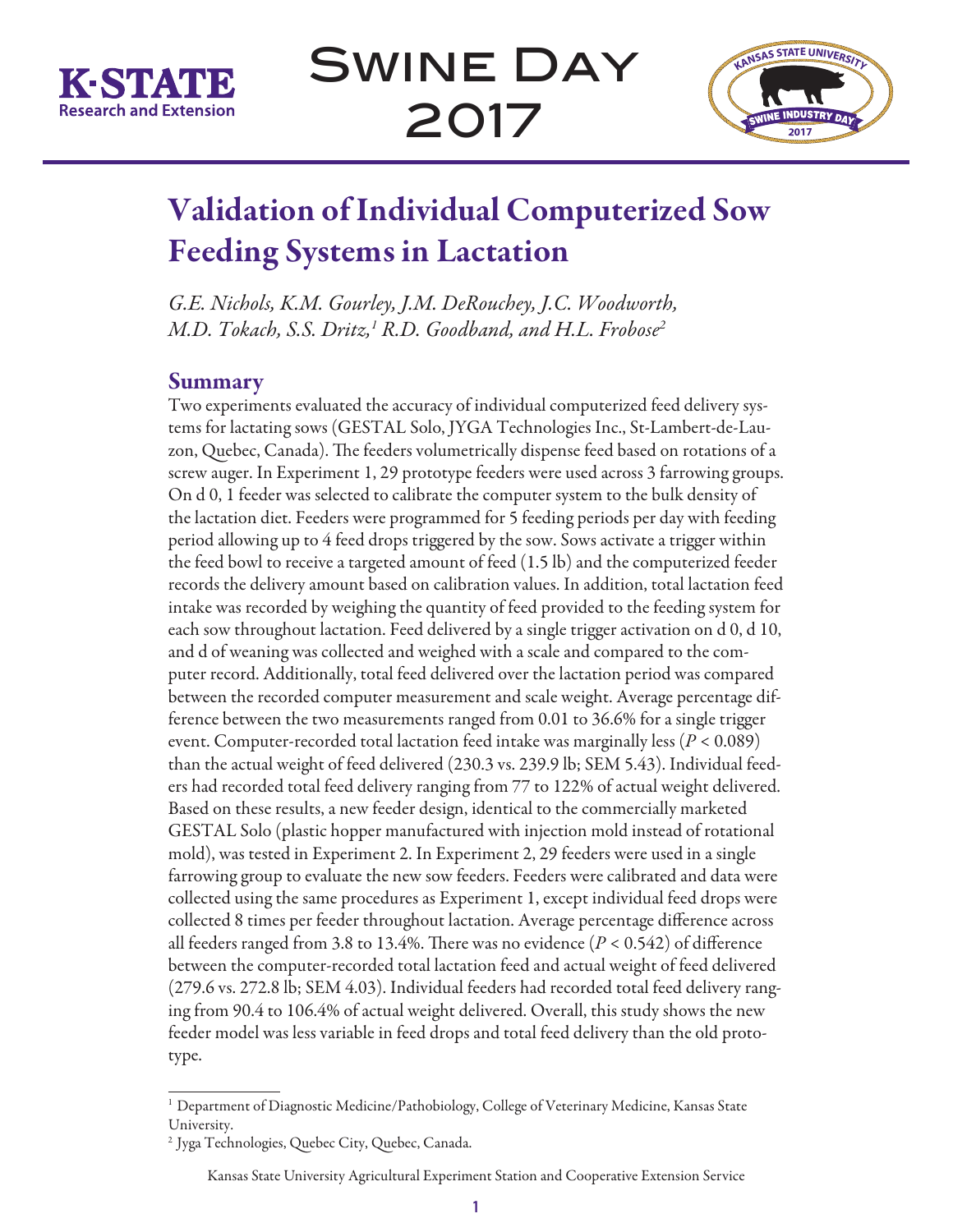# Validation of Individual Computerized Sow Feeding Systems in Lactation

*G.E. Nichols, K.M. Gourley, J.M. DeRouchey, J.C. Woodworth, M.D. Tokach, S.S. Dritz,[1] R.D. Goodband, and H.L. Frobose[2]*

## Summary

Two experiments evaluated the accuracy of individual computerized feed delivery systems for lactating sows (GESTAL Solo, JYGA Technologies Inc., St-Lambert-de-Lauzon, Quebec, Canada). The feeders volumetrically dispense feed based on rotations of a screw auger. In Experiment 1, 29 prototype feeders were used across 3 farrowing groups. On d 0, 1 feeder was selected to calibrate the computer system to the bulk density of the lactation diet. Feeders were programmed for 5 feeding periods per day with feeding period allowing up to 4 feed drops triggered by the sow. Sows activate a trigger within the feed bowl to receive a targeted amount of feed (1.5 lb) and the computerized feeder records the delivery amount based on calibration values. In addition, total lactation feed intake was recorded by weighing the quantity of feed provided to the feeding system for each sow throughout lactation. Feed delivered by a single trigger activation on d 0, d 10, and d of weaning was collected and weighed with a scale and compared to the computer record. Additionally, total feed delivered over the lactation period was compared between the recorded computer measurement and scale weight. Average percentage difference between the two measurements ranged from 0.01 to 36.6% for a single trigger event. Computer-recorded total lactation feed intake was marginally less ($P < 0.089$) than the actual weight of feed delivered (230.3 vs. 239.9 lb; SEM 5.43). Individual feeders had recorded total feed delivery ranging from 77 to 122% of actual weight delivered. Based on these results, a new feeder design, identical to the commercially marketed GESTAL Solo (plastic hopper manufactured with injection mold instead of rotational mold), was tested in Experiment 2. In Experiment 2, 29 feeders were used in a single farrowing group to evaluate the new sow feeders. Feeders were calibrated and data were collected using the same procedures as Experiment 1, except individual feed drops were collected 8 times per feeder throughout lactation. Average percentage difference across all feeders ranged from 3.8 to 13.4%. There was no evidence ($P < 0.542$) of difference between the computer-recorded total lactation feed and actual weight of feed delivered (279.6 vs. 272.8 lb; SEM 4.03). Individual feeders had recorded total feed delivery ranging from 90.4 to 106.4% of actual weight delivered. Overall, this study shows the new feeder model was less variable in feed drops and total feed delivery than the old prototype.

---

[1] Department of Diagnostic Medicine/Pathobiology, College of Veterinary Medicine, Kansas State University.

[2] Jyga Technologies, Quebec City, Quebec, Canada.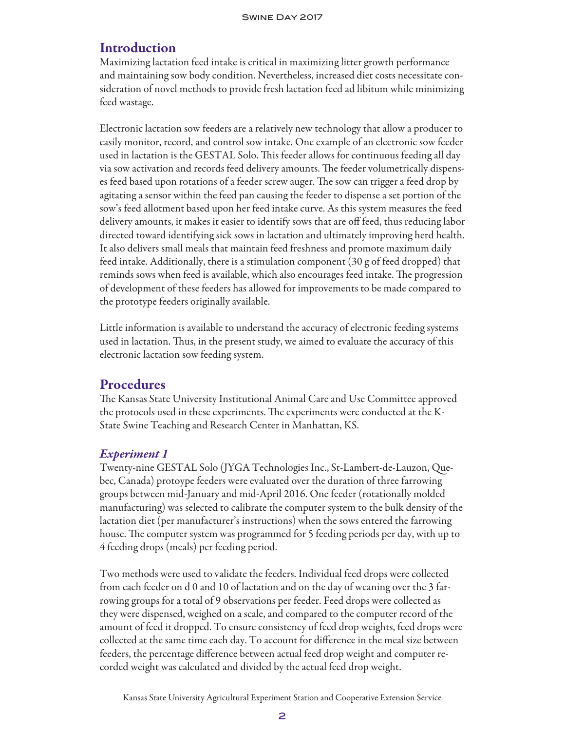## Introduction

Maximizing lactation feed intake is critical in maximizing litter growth performance and maintaining sow body condition. Nevertheless, increased diet costs necessitate consideration of novel methods to provide fresh lactation feed ad libitum while minimizing feed wastage.

Electronic lactation sow feeders are a relatively new technology that allow a producer to easily monitor, record, and control sow intake. One example of an electronic sow feeder used in lactation is the GESTAL Solo. This feeder allows for continuous feeding all day via sow activation and records feed delivery amounts. The feeder volumetrically dispenses feed based upon rotations of a feeder screw auger. The sow can trigger a feed drop by agitating a sensor within the feed pan causing the feeder to dispense a set portion of the sow's feed allotment based upon her feed intake curve. As this system measures the feed delivery amounts, it makes it easier to identify sows that are off feed, thus reducing labor directed toward identifying sick sows in lactation and ultimately improving herd health. It also delivers small meals that maintain feed freshness and promote maximum daily feed intake. Additionally, there is a stimulation component (30 g of feed dropped) that reminds sows when feed is available, which also encourages feed intake. The progression of development of these feeders has allowed for improvements to be made compared to the prototype feeders originally available.

Little information is available to understand the accuracy of electronic feeding systems used in lactation. Thus, in the present study, we aimed to evaluate the accuracy of this electronic lactation sow feeding system.

## Procedures

The Kansas State University Institutional Animal Care and Use Committee approved the protocols used in these experiments. The experiments were conducted at the K-State Swine Teaching and Research Center in Manhattan, KS.

### *Experiment 1*

Twenty-nine GESTAL Solo (JYGA Technologies Inc., St-Lambert-de-Lauzon, Quebec, Canada) protoype feeders were evaluated over the duration of three farrowing groups between mid-January and mid-April 2016. One feeder (rotationally molded manufacturing) was selected to calibrate the computer system to the bulk density of the lactation diet (per manufacturer's instructions) when the sows entered the farrowing house. The computer system was programmed for 5 feeding periods per day, with up to 4 feeding drops (meals) per feeding period.

Two methods were used to validate the feeders. Individual feed drops were collected from each feeder on d 0 and 10 of lactation and on the day of weaning over the 3 farrowing groups for a total of 9 observations per feeder. Feed drops were collected as they were dispensed, weighed on a scale, and compared to the computer record of the amount of feed it dropped. To ensure consistency of feed drop weights, feed drops were collected at the same time each day. To account for difference in the meal size between feeders, the percentage difference between actual feed drop weight and computer recorded weight was calculated and divided by the actual feed drop weight.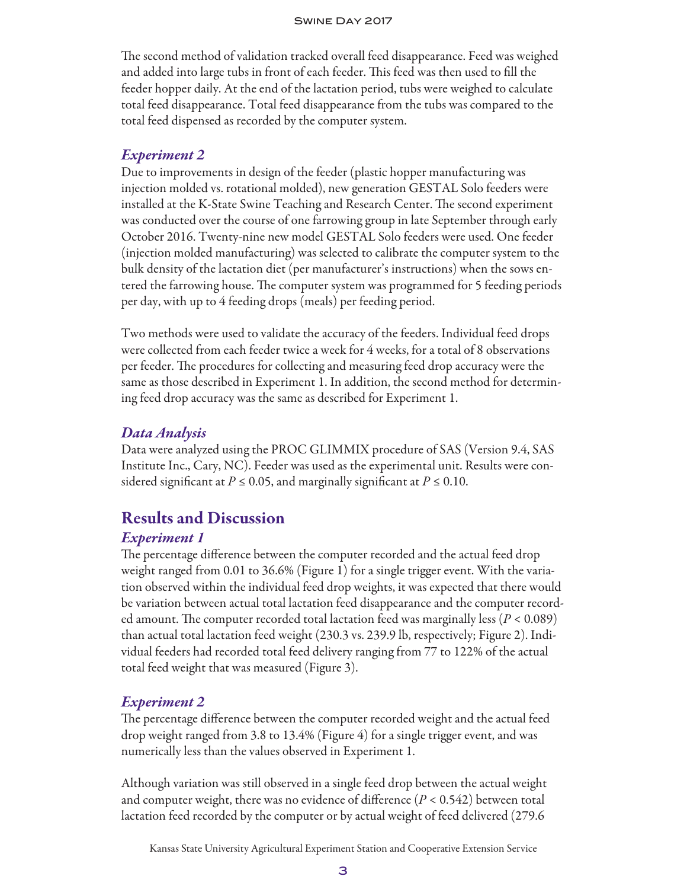The second method of validation tracked overall feed disappearance. Feed was weighed and added into large tubs in front of each feeder. This feed was then used to fill the feeder hopper daily. At the end of the lactation period, tubs were weighed to calculate total feed disappearance. Total feed disappearance from the tubs was compared to the total feed dispensed as recorded by the computer system.

### *Experiment 2*

Due to improvements in design of the feeder (plastic hopper manufacturing was injection molded vs. rotational molded), new generation GESTAL Solo feeders were installed at the K-State Swine Teaching and Research Center. The second experiment was conducted over the course of one farrowing group in late September through early October 2016. Twenty-nine new model GESTAL Solo feeders were used. One feeder (injection molded manufacturing) was selected to calibrate the computer system to the bulk density of the lactation diet (per manufacturer's instructions) when the sows entered the farrowing house. The computer system was programmed for 5 feeding periods per day, with up to 4 feeding drops (meals) per feeding period.

Two methods were used to validate the accuracy of the feeders. Individual feed drops were collected from each feeder twice a week for 4 weeks, for a total of 8 observations per feeder. The procedures for collecting and measuring feed drop accuracy were the same as those described in Experiment 1. In addition, the second method for determining feed drop accuracy was the same as described for Experiment 1.

### *Data Analysis*

Data were analyzed using the PROC GLIMMIX procedure of SAS (Version 9.4, SAS Institute Inc., Cary, NC). Feeder was used as the experimental unit. Results were considered significant at $P \leq 0.05$, and marginally significant at $P \leq 0.10$.

## Results and Discussion

### *Experiment 1*

The percentage difference between the computer recorded and the actual feed drop weight ranged from 0.01 to 36.6% (Figure 1) for a single trigger event. With the variation observed within the individual feed drop weights, it was expected that there would be variation between actual total lactation feed disappearance and the computer recorded amount. The computer recorded total lactation feed was marginally less ($P < 0.089$) than actual total lactation feed weight (230.3 vs. 239.9 lb, respectively; Figure 2). Individual feeders had recorded total feed delivery ranging from 77 to 122% of the actual total feed weight that was measured (Figure 3).

### *Experiment 2*

The percentage difference between the computer recorded weight and the actual feed drop weight ranged from 3.8 to 13.4% (Figure 4) for a single trigger event, and was numerically less than the values observed in Experiment 1.

Although variation was still observed in a single feed drop between the actual weight and computer weight, there was no evidence of difference ($P < 0.542$) between total lactation feed recorded by the computer or by actual weight of feed delivered (279.6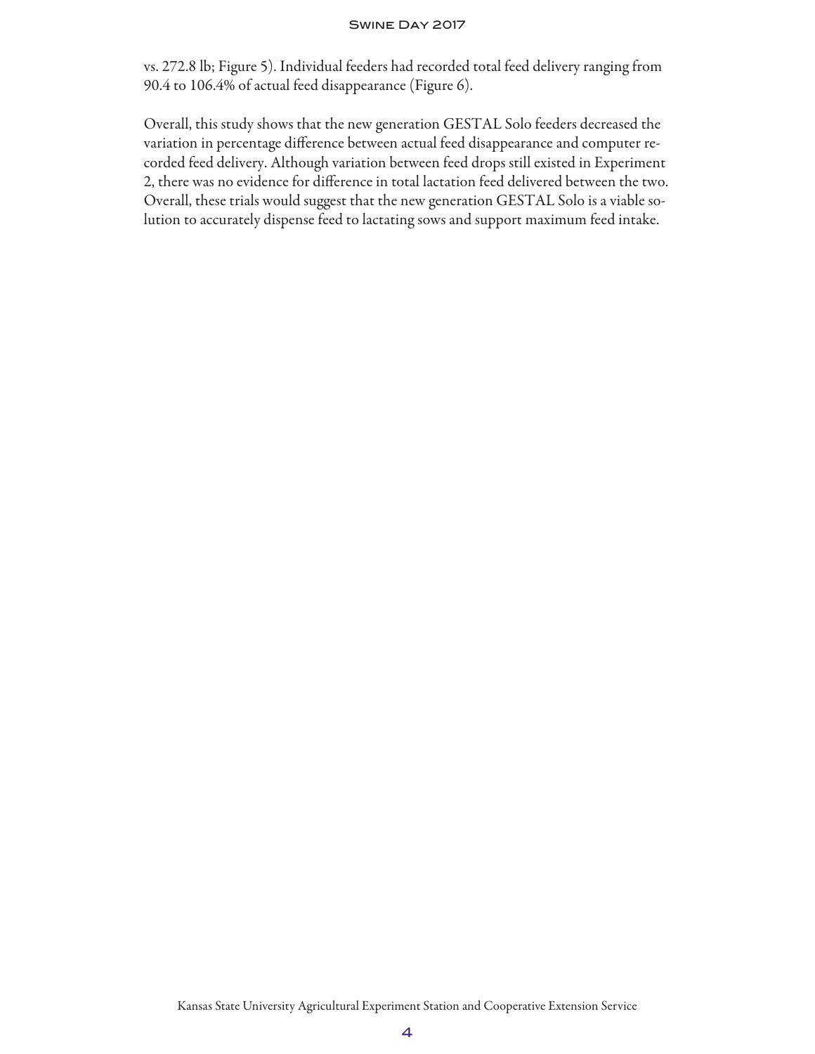vs. 272.8 lb; Figure 5). Individual feeders had recorded total feed delivery ranging from 90.4 to 106.4% of actual feed disappearance (Figure 6).

Overall, this study shows that the new generation GESTAL Solo feeders decreased the variation in percentage difference between actual feed disappearance and computer recorded feed delivery. Although variation between feed drops still existed in Experiment 2, there was no evidence for difference in total lactation feed delivered between the two. Overall, these trials would suggest that the new generation GESTAL Solo is a viable solution to accurately dispense feed to lactating sows and support maximum feed intake.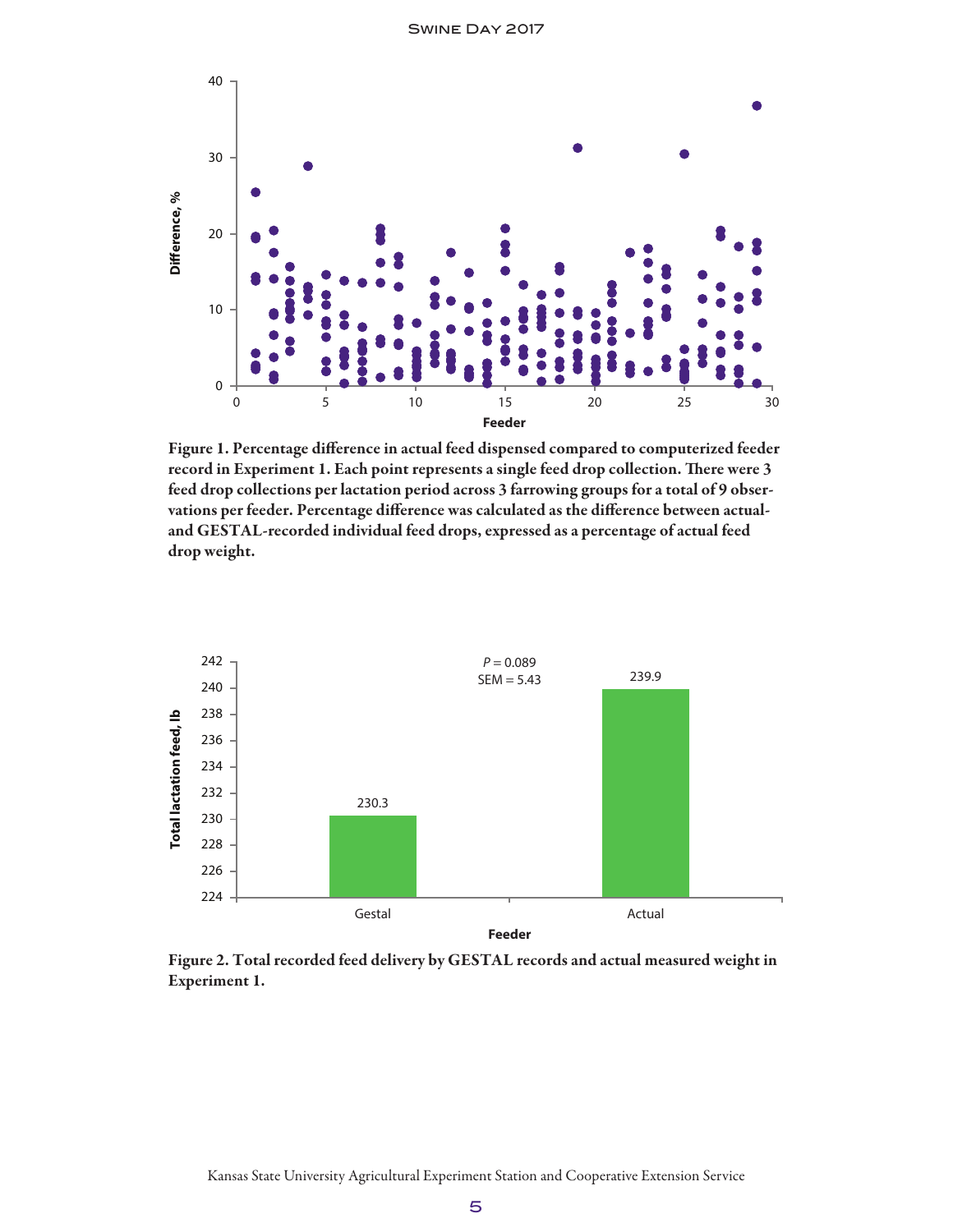Figure 1. Percentage difference in actual feed dispensed compared to computerized feeder record in Experiment 1. Each point represents a single feed drop collection. There were 3 feed drop collections per lactation period across 3 farrowing groups for a total of 9 observations per feeder. Percentage difference was calculated as the difference between actual- and GESTAL-recorded individual feed drops, expressed as a percentage of actual feed drop weight.

Figure 2. Total recorded feed delivery by GESTAL records and actual measured weight in Experiment 1.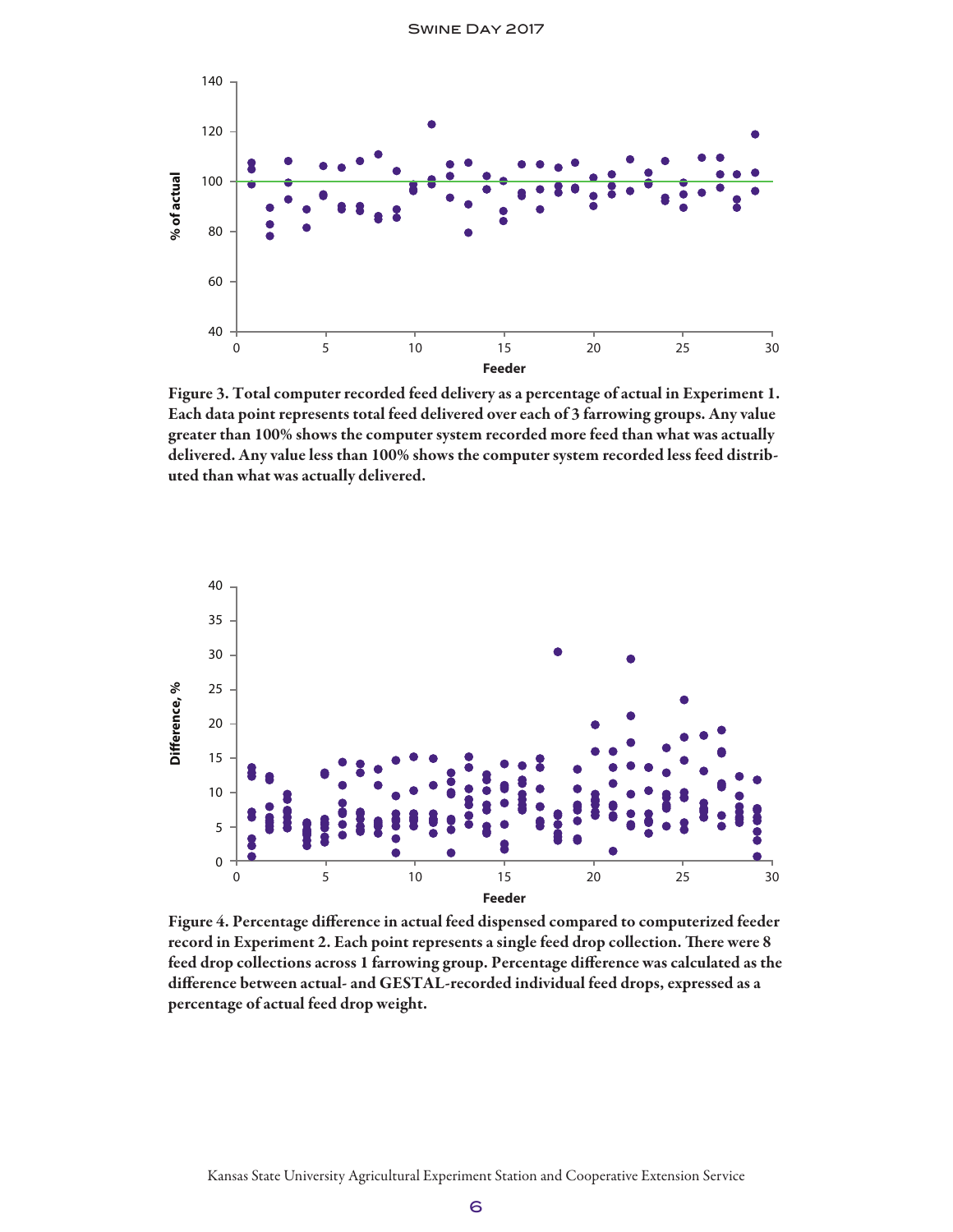Figure 3. Total computer recorded feed delivery as a percentage of actual in Experiment 1. Each data point represents total feed delivered over each of 3 farrowing groups. Any value greater than 100% shows the computer system recorded more feed than what was actually delivered. Any value less than 100% shows the computer system recorded less feed distributed than what was actually delivered.

Figure 4. Percentage difference in actual feed dispensed compared to computerized feeder record in Experiment 2. Each point represents a single feed drop collection. There were 8 feed drop collections across 1 farrowing group. Percentage difference was calculated as the difference between actual- and GESTAL-recorded individual feed drops, expressed as a percentage of actual feed drop weight.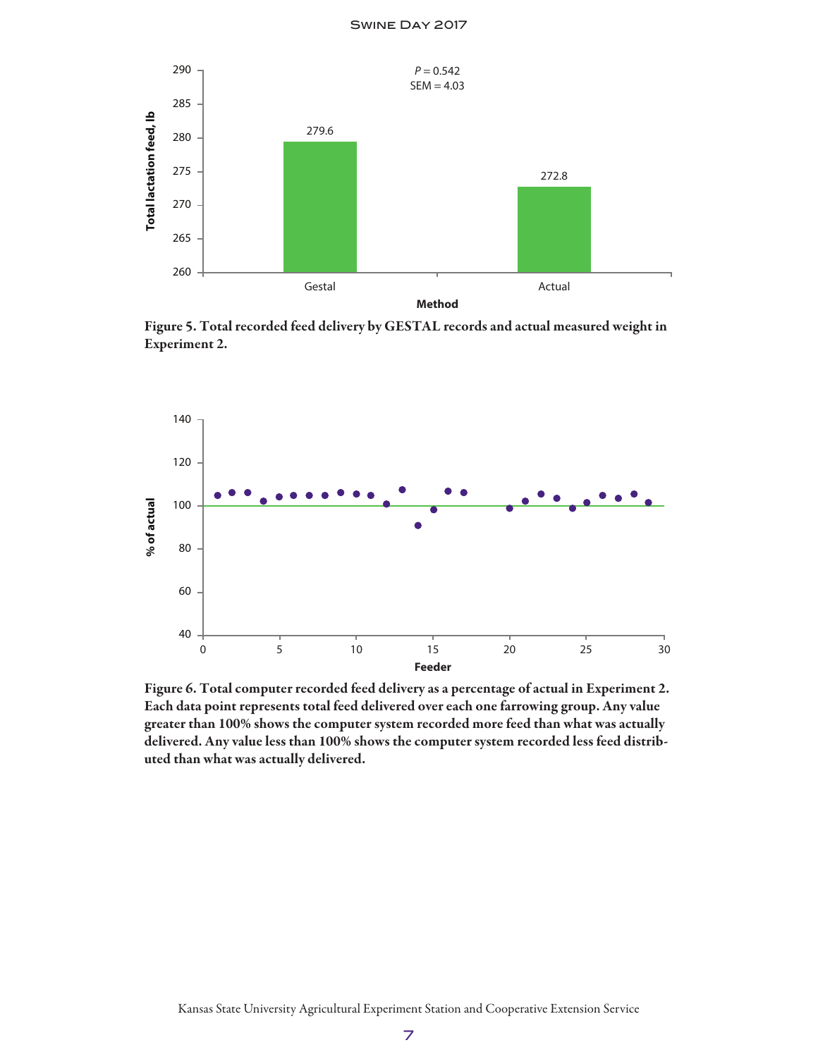290
285
280
275
270
265
260

Total lactation feed, lb

$P = 0.542$
SEM = 4.03

279.6

272.8

Gestal

Actual

Method

**Figure 5. Total recorded feed delivery by GESTAL records and actual measured weight in Experiment 2.**

140
120
100
80
60
40

% of actual

0 5 10 15 20 25 30

Feeder

**Figure 6. Total computer recorded feed delivery as a percentage of actual in Experiment 2. Each data point represents total feed delivered over each one farrowing group. Any value greater than 100% shows the computer system recorded more feed than what was actually delivered. Any value less than 100% shows the computer system recorded less feed distributed than what was actually delivered.**